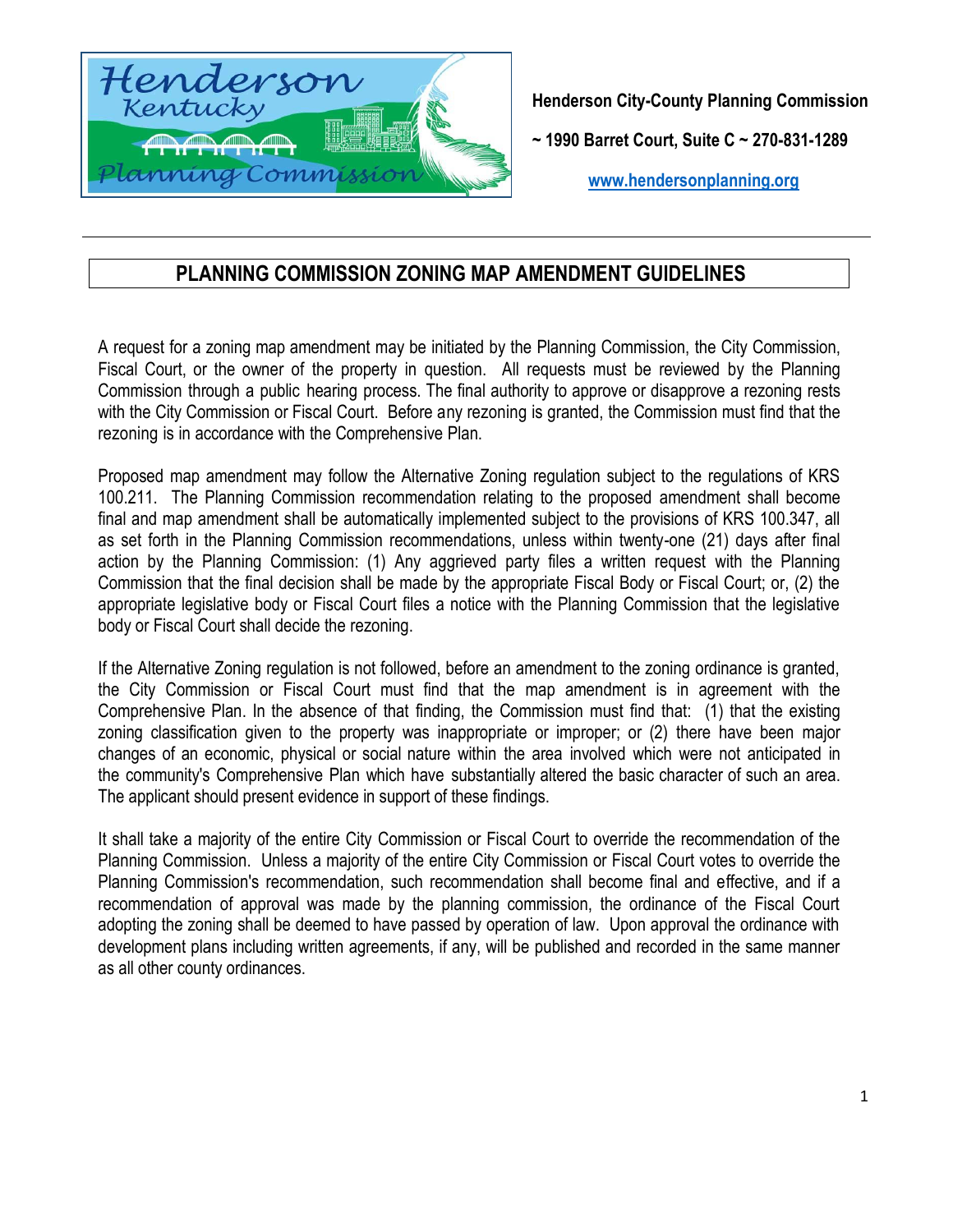**Henderson City-County Planning Commission**

**~ 1990 Barret Court, Suite C ~ 270-831-1289**

**www.hendersonplanning.org**

# PLANNING COMMISSION ZONING MAP AMENDMENT GUIDELINES

A request for a zoning map amendment may be initiated by the Planning Commission, the City Commission, Fiscal Court, or the owner of the property in question. All requests must be reviewed by the Planning Commission through a public hearing process. The final authority to approve or disapprove a rezoning rests with the City Commission or Fiscal Court. Before any rezoning is granted, the Commission must find that the rezoning is in accordance with the Comprehensive Plan.

Proposed map amendment may follow the Alternative Zoning regulation subject to the regulations of KRS 100.211. The Planning Commission recommendation relating to the proposed amendment shall become final and map amendment shall be automatically implemented subject to the provisions of KRS 100.347, all as set forth in the Planning Commission recommendations, unless within twenty-one (21) days after final action by the Planning Commission: (1) Any aggrieved party files a written request with the Planning Commission that the final decision shall be made by the appropriate Fiscal Body or Fiscal Court; or, (2) the appropriate legislative body or Fiscal Court files a notice with the Planning Commission that the legislative body or Fiscal Court shall decide the rezoning.

If the Alternative Zoning regulation is not followed, before an amendment to the zoning ordinance is granted, the City Commission or Fiscal Court must find that the map amendment is in agreement with the Comprehensive Plan. In the absence of that finding, the Commission must find that: (1) that the existing zoning classification given to the property was inappropriate or improper; or (2) there have been major changes of an economic, physical or social nature within the area involved which were not anticipated in the community's Comprehensive Plan which have substantially altered the basic character of such an area. The applicant should present evidence in support of these findings.

It shall take a majority of the entire City Commission or Fiscal Court to override the recommendation of the Planning Commission. Unless a majority of the entire City Commission or Fiscal Court votes to override the Planning Commission's recommendation, such recommendation shall become final and effective, and if a recommendation of approval was made by the planning commission, the ordinance of the Fiscal Court adopting the zoning shall be deemed to have passed by operation of law. Upon approval the ordinance with development plans including written agreements, if any, will be published and recorded in the same manner as all other county ordinances.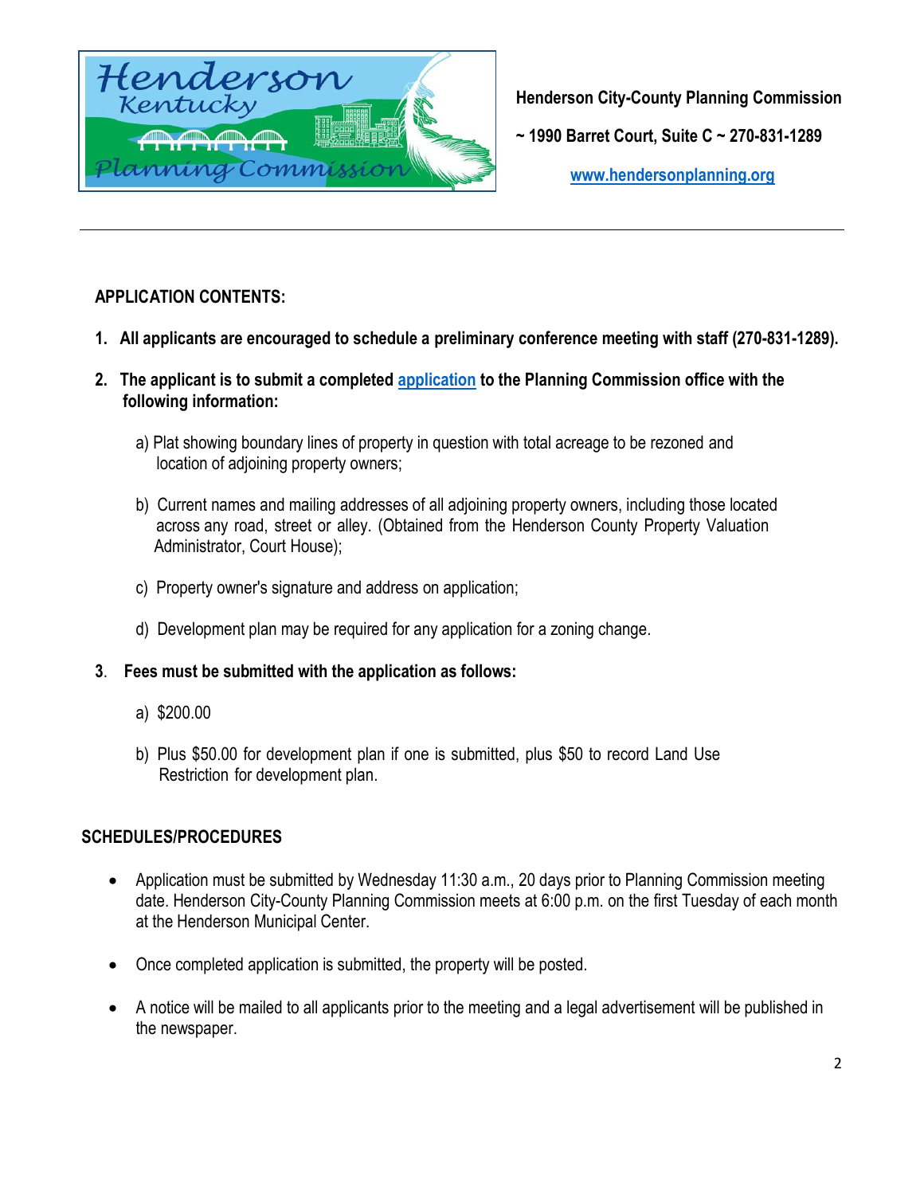**Henderson City-County Planning Commission**

**~ 1990 Barret Court, Suite C ~ 270-831-1289**

**www.hendersonplanning.org**

---

## APPLICATION CONTENTS:

1. **All applicants are encouraged to schedule a preliminary conference meeting with staff (270-831-1289).**

2. **The applicant is to submit a completed application to the Planning Commission office with the following information:**

   a) Plat showing boundary lines of property in question with total acreage to be rezoned and location of adjoining property owners;

   b) Current names and mailing addresses of all adjoining property owners, including those located across any road, street or alley. (Obtained from the Henderson County Property Valuation Administrator, Court House);

   c) Property owner's signature and address on application;

   d) Development plan may be required for any application for a zoning change.

3. **Fees must be submitted with the application as follows:**

   a) $200.00

   b) Plus $50.00 for development plan if one is submitted, plus $50 to record Land Use Restriction for development plan.

## SCHEDULES/PROCEDURES

- Application must be submitted by Wednesday 11:30 a.m., 20 days prior to Planning Commission meeting date. Henderson City-County Planning Commission meets at 6:00 p.m. on the first Tuesday of each month at the Henderson Municipal Center.

- Once completed application is submitted, the property will be posted.

- A notice will be mailed to all applicants prior to the meeting and a legal advertisement will be published in the newspaper.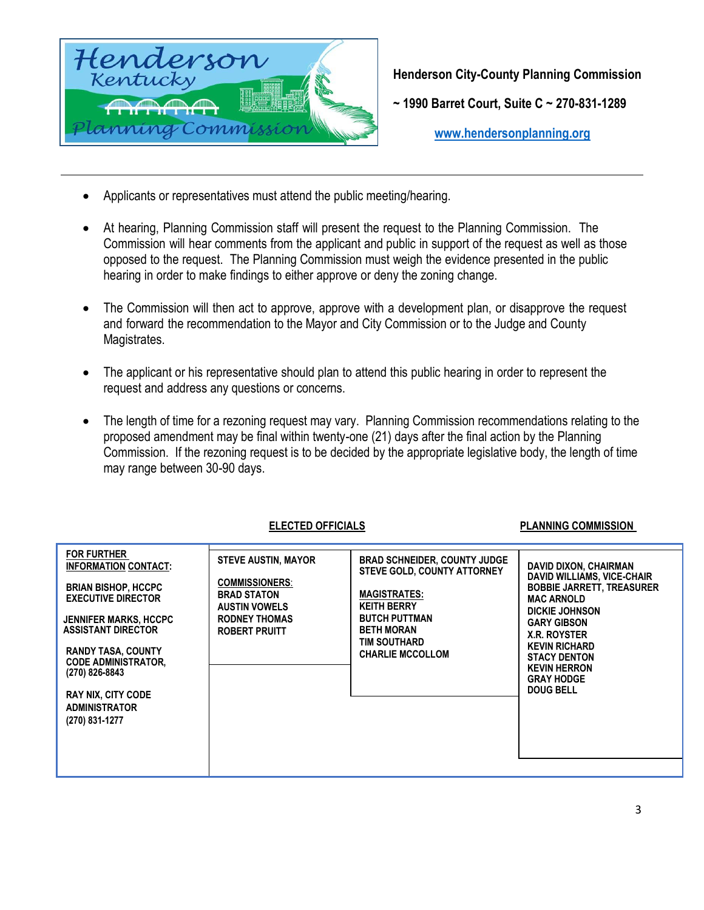**Henderson City-County Planning Commission**

**~ 1990 Barret Court, Suite C ~ 270-831-1289**

**www.hendersonplanning.org**

- Applicants or representatives must attend the public meeting/hearing.
- At hearing, Planning Commission staff will present the request to the Planning Commission. The Commission will hear comments from the applicant and public in support of the request as well as those opposed to the request. The Planning Commission must weigh the evidence presented in the public hearing in order to make findings to either approve or deny the zoning change.
- The Commission will then act to approve, approve with a development plan, or disapprove the request and forward the recommendation to the Mayor and City Commission or to the Judge and County Magistrates.
- The applicant or his representative should plan to attend this public hearing in order to represent the request and address any questions or concerns.
- The length of time for a rezoning request may vary. Planning Commission recommendations relating to the proposed amendment may be final within twenty-one (21) days after the final action by the Planning Commission. If the rezoning request is to be decided by the appropriate legislative body, the length of time may range between 30-90 days.

| | ELECTED OFFICIALS | | PLANNING COMMISSION |
|---|---|---|---|
| **FOR FURTHER INFORMATION CONTACT:**<br><br>**BRIAN BISHOP, HCCPC EXECUTIVE DIRECTOR**<br><br>**JENNIFER MARKS, HCCPC ASSISTANT DIRECTOR**<br><br>**RANDY TASA, COUNTY CODE ADMINISTRATOR, (270) 826-8843**<br><br>**RAY NIX, CITY CODE ADMINISTRATOR (270) 831-1277** | **STEVE AUSTIN, MAYOR**<br><br>**COMMISSIONERS:**<br>**BRAD STATON**<br>**AUSTIN VOWELS**<br>**RODNEY THOMAS**<br>**ROBERT PRUITT** | **BRAD SCHNEIDER, COUNTY JUDGE**<br>**STEVE GOLD, COUNTY ATTORNEY**<br><br>**MAGISTRATES:**<br>**KEITH BERRY**<br>**BUTCH PUTTMAN**<br>**BETH MORAN**<br>**TIM SOUTHARD**<br>**CHARLIE MCCOLLOM** | **DAVID DIXON, CHAIRMAN**<br>**DAVID WILLIAMS, VICE-CHAIR**<br>**BOBBIE JARRETT, TREASURER**<br>**MAC ARNOLD**<br>**DICKIE JOHNSON**<br>**GARY GIBSON**<br>**X.R. ROYSTER**<br>**KEVIN RICHARD**<br>**STACY DENTON**<br>**KEVIN HERRON**<br>**GRAY HODGE**<br>**DOUG BELL** |